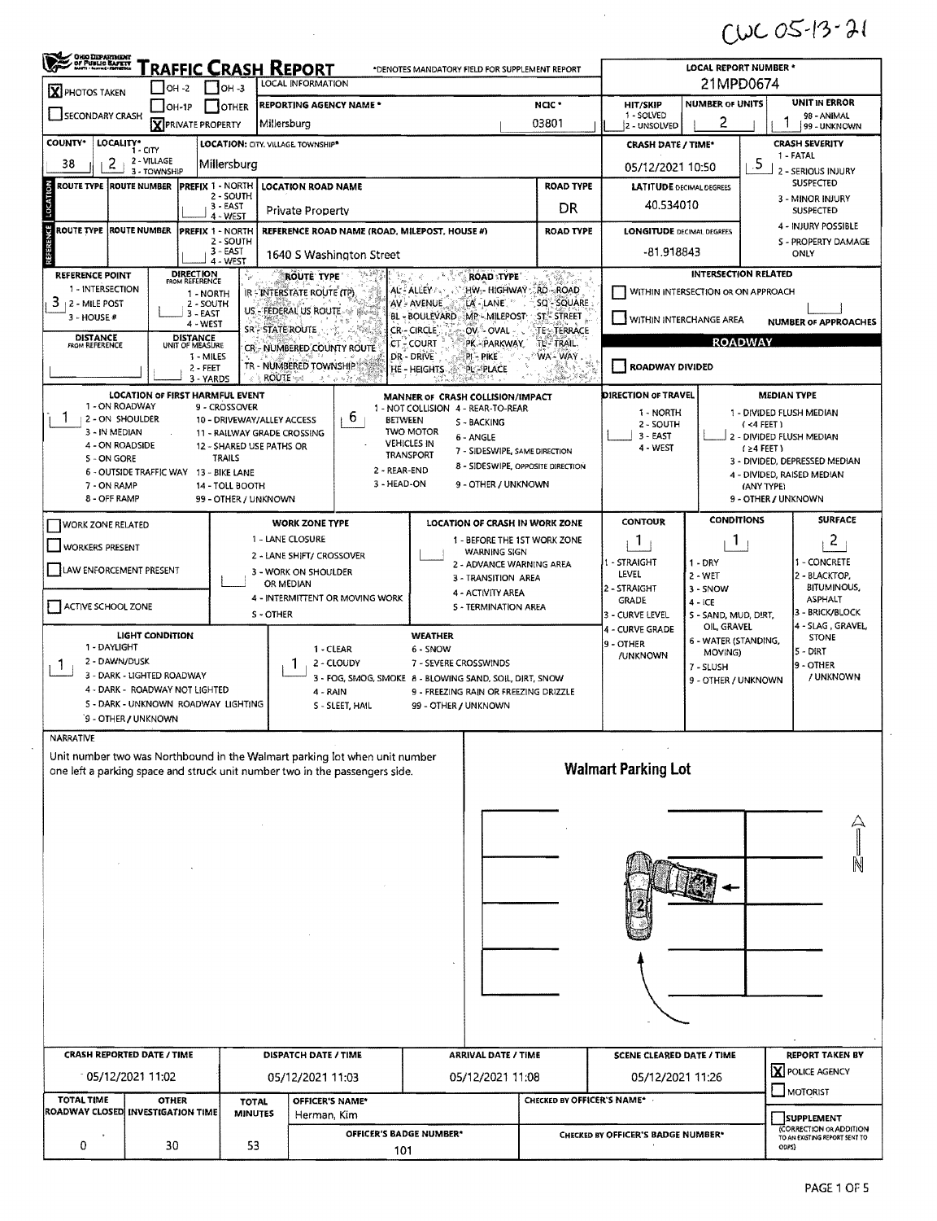CWC 05-13-21

# Ohio Department of Public Safety — TRAFFIC CRASH REPORT

*DENOTES MANDATORY FIELD FOR SUPPLEMENT REPORT

| Field | Value |
|---|---|
| LOCAL REPORT NUMBER * | 21MPD0674 |
| PHOTOS TAKEN | X |
| PRIVATE PROPERTY | X |
| REPORTING AGENCY NAME * | Millersburg |
| NCIC * | 03801 |
| HIT/SKIP (1 - SOLVED, 2 - UNSOLVED) | |
| NUMBER OF UNITS | 2 |
| UNIT IN ERROR (98 - ANIMAL, 99 - UNKNOWN) | 1 |
| COUNTY* | 38 |
| LOCALITY* (1 - CITY, 2 - VILLAGE, 3 - TOWNSHIP) | 2 |
| LOCATION: CITY, VILLAGE, TOWNSHIP* | Millersburg |
| CRASH DATE / TIME* | 05/12/2021 10:50 |
| CRASH SEVERITY (1 - FATAL, 2 - SERIOUS INJURY SUSPECTED, 3 - MINOR INJURY SUSPECTED, 4 - INJURY POSSIBLE, 5 - PROPERTY DAMAGE ONLY) | 5 |

## Location

| ROUTE TYPE | ROUTE NUMBER | PREFIX | LOCATION ROAD NAME | ROAD TYPE | LATITUDE DECIMAL DEGREES |
|---|---|---|---|---|---|
| | | | Private Property | DR | 40.534010 |

## Reference

| ROUTE TYPE | ROUTE NUMBER | PREFIX | REFERENCE ROAD NAME (ROAD, MILEPOST, HOUSE #) | ROAD TYPE | LONGITUDE DECIMAL DEGREES |
|---|---|---|---|---|---|
| | | | 1640 S Washington Street | | -81.918843 |

- REFERENCE POINT (1 - INTERSECTION, 2 - MILE POST, 3 - HOUSE #): 3
- DIRECTION FROM REFERENCE: 
- DISTANCE FROM REFERENCE: 
- DISTANCE UNIT OF MEASURE (1 - MILES, 2 - FEET, 3 - YARDS): 

ROUTE TYPE: IR - INTERSTATE ROUTE (TP), US - FEDERAL US ROUTE, SR - STATE ROUTE, CR - NUMBERED COUNTY ROUTE, TR - NUMBERED TOWNSHIP ROUTE

ROAD TYPE: AL - ALLEY, AV - AVENUE, BL - BOULEVARD, CR - CIRCLE, CT - COURT, DR - DRIVE, HE - HEIGHTS, HW - HIGHWAY, LA - LANE, MP - MILEPOST, OV - OVAL, PK - PARKWAY, PI - PIKE, PL - PLACE, RD - ROAD, SQ - SQUARE, ST - STREET, TE - TERRACE, TL - TRAIL, WA - WAY

## Intersection Related

- WITHIN INTERSECTION OR ON APPROACH: 
- WITHIN INTERCHANGE AREA: 
- NUMBER OF APPROACHES: 

## Roadway

- ROADWAY DIVIDED: 

| Field | Value |
|---|---|
| LOCATION OF FIRST HARMFUL EVENT | 1 |
| MANNER OF CRASH COLLISION/IMPACT | 6 |
| DIRECTION OF TRAVEL | |
| MEDIAN TYPE | |

LOCATION OF FIRST HARMFUL EVENT: 1 - ON ROADWAY, 2 - ON SHOULDER, 3 - IN MEDIAN, 4 - ON ROADSIDE, 5 - ON GORE, 6 - OUTSIDE TRAFFIC WAY, 7 - ON RAMP, 8 - OFF RAMP, 9 - CROSSOVER, 10 - DRIVEWAY/ALLEY ACCESS, 11 - RAILWAY GRADE CROSSING, 12 - SHARED USE PATHS OR TRAILS, 13 - BIKE LANE, 14 - TOLL BOOTH, 99 - OTHER / UNKNOWN

MANNER OF CRASH COLLISION/IMPACT: 1 - NOT COLLISION BETWEEN TWO MOTOR VEHICLES IN TRANSPORT, 2 - REAR-END, 3 - HEAD-ON, 4 - REAR-TO-REAR, 5 - BACKING, 6 - ANGLE, 7 - SIDESWIPE, SAME DIRECTION, 8 - SIDESWIPE, OPPOSITE DIRECTION, 9 - OTHER / UNKNOWN

DIRECTION OF TRAVEL: 1 - NORTH, 2 - SOUTH, 3 - EAST, 4 - WEST

MEDIAN TYPE: 1 - DIVIDED FLUSH MEDIAN (<4 FEET), 2 - DIVIDED FLUSH MEDIAN (≥4 FEET), 3 - DIVIDED, DEPRESSED MEDIAN, 4 - DIVIDED, RAISED MEDIAN (ANY TYPE), 9 - OTHER / UNKNOWN

## Work Zone

- WORK ZONE RELATED: 
- WORKERS PRESENT: 
- LAW ENFORCEMENT PRESENT: 
- ACTIVE SCHOOL ZONE: 
- WORK ZONE TYPE: 
- LOCATION OF CRASH IN WORK ZONE: 

WORK ZONE TYPE: 1 - LANE CLOSURE, 2 - LANE SHIFT/ CROSSOVER, 3 - WORK ON SHOULDER OR MEDIAN, 4 - INTERMITTENT OR MOVING WORK, 5 - OTHER

LOCATION OF CRASH IN WORK ZONE: 1 - BEFORE THE 1ST WORK ZONE WARNING SIGN, 2 - ADVANCE WARNING AREA, 3 - TRANSITION AREA, 4 - ACTIVITY AREA, 5 - TERMINATION AREA

| CONTOUR | CONDITIONS | SURFACE |
|---|---|---|
| 1 | 1 | 2 |

CONTOUR: 1 - STRAIGHT LEVEL, 2 - STRAIGHT GRADE, 3 - CURVE LEVEL, 4 - CURVE GRADE, 9 - OTHER /UNKNOWN

CONDITIONS: 1 - DRY, 2 - WET, 3 - SNOW, 4 - ICE, 5 - SAND, MUD, DIRT, OIL, GRAVEL, 6 - WATER (STANDING, MOVING), 7 - SLUSH, 9 - OTHER / UNKNOWN

SURFACE: 1 - CONCRETE, 2 - BLACKTOP, BITUMINOUS, ASPHALT, 3 - BRICK/BLOCK, 4 - SLAG, GRAVEL, STONE, 5 - DIRT, 9 - OTHER / UNKNOWN

| LIGHT CONDITION | WEATHER |
|---|---|
| 1 | 1 |

LIGHT CONDITION: 1 - DAYLIGHT, 2 - DAWN/DUSK, 3 - DARK - LIGHTED ROADWAY, 4 - DARK - ROADWAY NOT LIGHTED, 5 - DARK - UNKNOWN ROADWAY LIGHTING, 9 - OTHER / UNKNOWN

WEATHER: 1 - CLEAR, 2 - CLOUDY, 3 - FOG, SMOG, SMOKE, 4 - RAIN, 5 - SLEET, HAIL, 6 - SNOW, 7 - SEVERE CROSSWINDS, 8 - BLOWING SAND, SOIL, DIRT, SNOW, 9 - FREEZING RAIN OR FREEZING DRIZZLE, 99 - OTHER / UNKNOWN

## Narrative

Unit number two was Northbound in the Walmart parking lot when unit number one left a parking space and struck unit number two in the passengers side.

**Walmart Parking Lot**

| CRASH REPORTED DATE / TIME | DISPATCH DATE / TIME | ARRIVAL DATE / TIME | SCENE CLEARED DATE / TIME | REPORT TAKEN BY |
|---|---|---|---|---|
| 05/12/2021 11:02 | 05/12/2021 11:03 | 05/12/2021 11:08 | 05/12/2021 11:26 | X POLICE AGENCY |

| TOTAL TIME ROADWAY CLOSED | OTHER INVESTIGATION TIME | TOTAL MINUTES | OFFICER'S NAME* | CHECKED BY OFFICER'S NAME* |
|---|---|---|---|---|
| 0 | 30 | 53 | Herman, Kim | |

| OFFICER'S BADGE NUMBER* | CHECKED BY OFFICER'S BADGE NUMBER* | SUPPLEMENT (CORRECTION OR ADDITION TO AN EXISTING REPORT SENT TO ODPS) |
|---|---|---|
| 101 | | |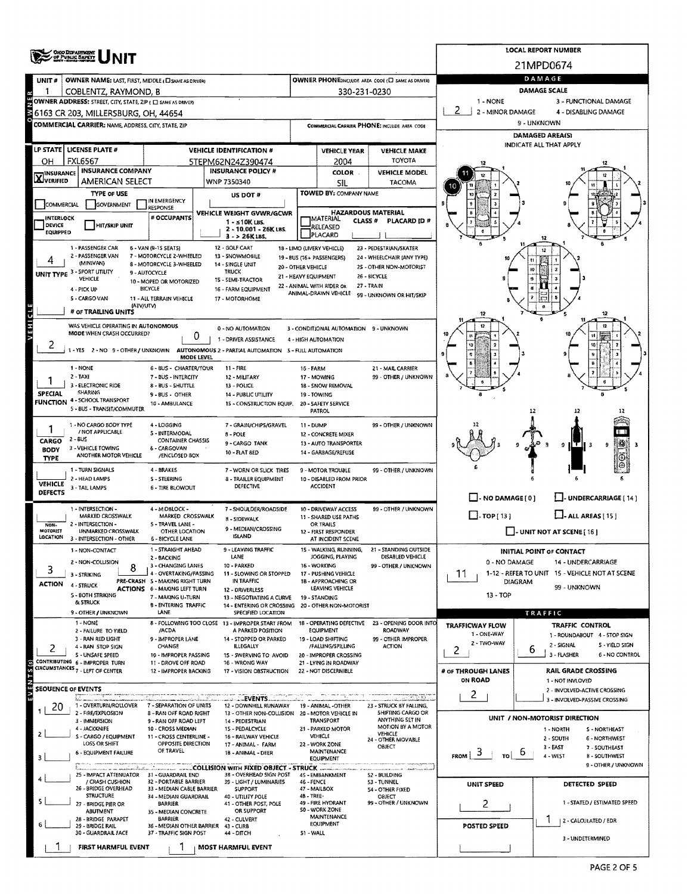# UNIT

**LOCAL REPORT NUMBER:** 21MPD0674

## Owner

| Field | Value |
|---|---|
| UNIT # | 1 |
| OWNER NAME: LAST, FIRST, MIDDLE (☐ SAME AS DRIVER) | COBLENTZ, RAYMOND, B |
| OWNER PHONE: INCLUDE AREA CODE (☐ SAME AS DRIVER) | 330-231-0230 |
| OWNER ADDRESS: STREET, CITY, STATE, ZIP (☐ SAME AS DRIVER) | 6163 CR 203, MILLERSBURG, OH, 44654 |
| COMMERCIAL CARRIER: NAME, ADDRESS, CITY, STATE, ZIP | |
| COMMERCIAL CARRIER PHONE: INCLUDE AREA CODE | |

## Damage

DAMAGE SCALE: 1 - NONE, 2 - MINOR DAMAGE, 3 - FUNCTIONAL DAMAGE, 4 - DISABLING DAMAGE, 9 - UNKNOWN

**Damage Scale:** 2

DAMAGED AREA(S) — INDICATE ALL THAT APPLY: 10, 11

☐ - NO DAMAGE [ 0 ] ☐ - UNDERCARRIAGE [ 14 ] ☐ - TOP [ 13 ] ☐ - ALL AREAS [ 15 ] ☐ - UNIT NOT AT SCENE [ 16 ]

## Vehicle

| LP STATE | LICENSE PLATE # | VEHICLE IDENTIFICATION # | VEHICLE YEAR | VEHICLE MAKE |
|---|---|---|---|---|
| OH | FXL6567 | 5TEPM62N24Z390474 | 2004 | TOYOTA |

| INSURANCE | INSURANCE COMPANY | INSURANCE POLICY # | COLOR | VEHICLE MODEL |
|---|---|---|---|---|
| X VERIFIED | AMERICAN SELECT | WNP 7350340 | SIL | TACOMA |

TYPE OF USE: ☐ COMMERCIAL ☐ GOVERNMENT ☐ IN EMERGENCY RESPONSE

US DOT #:

TOWED BY: COMPANY NAME:

☐ INTERLOCK DEVICE EQUIPPED ☐ HIT/SKIP UNIT

# OCCUPANTS:

VEHICLE WEIGHT GVWR/GCWR: 1 - ≤10K LBS., 2 - 10.001 - 26K LBS., 3 - > 26K LBS.

HAZARDOUS MATERIAL: ☐ MATERIAL RELEASED ☐ PLACARD; CLASS #; PLACARD ID #

**UNIT TYPE:** 4

1 - PASSENGER CAR, 2 - PASSENGER VAN (MINIVAN), 3 - SPORT UTILITY VEHICLE, 4 - PICK UP, 5 - CARGO VAN, 6 - VAN (9-15 SEATS), 7 - MOTORCYCLE 2-WHEELED, 8 - MOTORCYCLE 3-WHEELED, 9 - AUTOCYCLE, 10 - MOPED OR MOTORIZED BICYCLE, 11 - ALL TERRAIN VEHICLE (ATV/UTV), 12 - GOLF CART, 13 - SNOWMOBILE, 14 - SINGLE UNIT TRUCK, 15 - SEMI-TRACTOR, 16 - FARM EQUIPMENT, 17 - MOTORHOME, 18 - LIMO (LIVERY VEHICLE), 19 - BUS (16+ PASSENGERS), 20 - OTHER VEHICLE, 21 - HEAVY EQUIPMENT, 22 - ANIMAL WITH RIDER OR ANIMAL-DRAWN VEHICLE, 23 - PEDESTRIAN/SKATER, 24 - WHEELCHAIR (ANY TYPE), 25 - OTHER NON-MOTORIST, 26 - BICYCLE, 27 - TRAIN, 99 - UNKNOWN OR HIT/SKIP

# of TRAILING UNITS:

**WAS VEHICLE OPERATING IN AUTONOMOUS MODE WHEN CRASH OCCURRED?** 2

1 - YES, 2 - NO, 9 - OTHER / UNKNOWN

**AUTONOMOUS MODE LEVEL:** 0

0 - NO AUTOMATION, 1 - DRIVER ASSISTANCE, 2 - PARTIAL AUTOMATION, 3 - CONDITIONAL AUTOMATION, 4 - HIGH AUTOMATION, 5 - FULL AUTOMATION, 9 - UNKNOWN

**SPECIAL FUNCTION:** 1

1 - NONE, 2 - TAXI, 3 - ELECTRONIC RIDE SHARING, 4 - SCHOOL TRANSPORT, 5 - BUS - TRANSIT/COMMUTER, 6 - BUS - CHARTER/TOUR, 7 - BUS - INTERCITY, 8 - BUS - SHUTTLE, 9 - BUS - OTHER, 10 - AMBULANCE, 11 - FIRE, 12 - MILITARY, 13 - POLICE, 14 - PUBLIC UTILITY, 15 - CONSTRUCTION EQUIP., 16 - FARM, 17 - MOWING, 18 - SNOW REMOVAL, 19 - TOWING, 20 - SAFETY SERVICE PATROL, 21 - MAIL CARRIER, 99 - OTHER / UNKNOWN

**CARGO BODY TYPE:** 1

1 - NO CARGO BODY TYPE / NOT APPLICABLE, 2 - BUS, 3 - VEHICLE TOWING ANOTHER MOTOR VEHICLE, 4 - LOGGING, 5 - INTERMODAL CONTAINER CHASSIS, 6 - CARGOVAN /ENCLOSED BOX, 7 - GRAIN/CHIPS/GRAVEL, 8 - POLE, 9 - CARGO TANK, 10 - FLAT BED, 11 - DUMP, 12 - CONCRETE MIXER, 13 - AUTO TRANSPORTER, 14 - GARBAGE/REFUSE, 99 - OTHER / UNKNOWN

**VEHICLE DEFECTS:**

1 - TURN SIGNALS, 2 - HEAD LAMPS, 3 - TAIL LAMPS, 4 - BRAKES, 5 - STEERING, 6 - TIRE BLOWOUT, 7 - WORN OR SLICK TIRES, 8 - TRAILER EQUIPMENT DEFECTIVE, 9 - MOTOR TROUBLE, 10 - DISABLED FROM PRIOR ACCIDENT, 99 - OTHER / UNKNOWN

**NON-MOTORIST LOCATION:**

1 - INTERSECTION - MARKED CROSSWALK, 2 - INTERSECTION - UNMARKED CROSSWALK, 3 - INTERSECTION - OTHER, 4 - MIDBLOCK - MARKED CROSSWALK, 5 - TRAVEL LANE - OTHER LOCATION, 6 - BICYCLE LANE, 7 - SHOULDER/ROADSIDE, 8 - SIDEWALK, 9 - MEDIAN/CROSSING ISLAND, 10 - DRIVEWAY ACCESS, 11 - SHARED USE PATHS OR TRAILS, 12 - FIRST RESPONDER AT INCIDENT SCENE, 99 - OTHER / UNKNOWN

**ACTION:** 3

1 - NON-CONTACT, 2 - NON-COLLISION, 3 - STRIKING, 4 - STRUCK, 5 - BOTH STRIKING & STRUCK, 9 - OTHER / UNKNOWN

**PRE-CRASH ACTIONS:** 8

1 - STRAIGHT AHEAD, 2 - BACKING, 3 - CHANGING LANES, 4 - OVERTAKING/PASSING, 5 - MAKING RIGHT TURN, 6 - MAKING LEFT TURN, 7 - MAKING U-TURN, 8 - ENTERING TRAFFIC LANE, 9 - LEAVING TRAFFIC LANE, 10 - PARKED, 11 - SLOWING OR STOPPED IN TRAFFIC, 12 - DRIVERLESS, 13 - NEGOTIATING A CURVE, 14 - ENTERING OR CROSSING SPECIFIED LOCATION, 15 - WALKING, RUNNING, JOGGING, PLAYING, 16 - WORKING, 17 - PUSHING VEHICLE, 18 - APPROACHING OR LEAVING VEHICLE, 19 - STANDING, 20 - OTHER NON-MOTORIST, 21 - STANDING OUTSIDE DISABLED VEHICLE, 99 - OTHER / UNKNOWN

**CONTRIBUTING CIRCUMSTANCES:** 2

1 - NONE, 2 - FAILURE TO YIELD, 3 - RAN RED LIGHT, 4 - RAN STOP SIGN, 5 - UNSAFE SPEED, 6 - IMPROPER TURN, 7 - LEFT OF CENTER, 8 - FOLLOWING TOO CLOSE /ACDA, 9 - IMPROPER LANE CHANGE, 10 - IMPROPER PASSING, 11 - DROVE OFF ROAD, 12 - IMPROPER BACKING, 13 - IMPROPER START FROM A PARKED POSITION, 14 - STOPPED OR PARKED ILLEGALLY, 15 - SWERVING TO AVOID, 16 - WRONG WAY, 17 - VISION OBSTRUCTION, 18 - OPERATING DEFECTIVE EQUIPMENT, 19 - LOAD SHIFTING /FALLING/SPILLING, 20 - IMPROPER CROSSING, 21 - LYING IN ROADWAY, 22 - NOT DISCERNIBLE, 23 - OPENING DOOR INTO ROADWAY, 99 - OTHER IMPROPER ACTION

## Events

**SEQUENCE OF EVENTS:** 1: 20; 2: ; 3: ; 4: ; 5: ; 6:

1 - OVERTURN/ROLLOVER, 2 - FIRE/EXPLOSION, 3 - IMMERSION, 4 - JACKKNIFE, 5 - CARGO / EQUIPMENT LOSS OR SHIFT, 6 - EQUIPMENT FAILURE, 7 - SEPARATION OF UNITS, 8 - RAN OFF ROAD RIGHT, 9 - RAN OFF ROAD LEFT, 10 - CROSS MEDIAN, 11 - CROSS CENTERLINE - OPPOSITE DIRECTION OF TRAVEL, 12 - DOWNHILL RUNAWAY, 13 - OTHER NON-COLLISION, 14 - PEDESTRIAN, 15 - PEDALCYCLE, 16 - RAILWAY VEHICLE, 17 - ANIMAL - FARM, 18 - ANIMAL - DEER, 19 - ANIMAL -OTHER, 20 - MOTOR VEHICLE IN TRANSPORT, 21 - PARKED MOTOR VEHICLE, 22 - WORK ZONE MAINTENANCE EQUIPMENT, 23 - STRUCK BY FALLING, SHIFTING CARGO OR ANYTHING SET IN MOTION BY A MOTOR VEHICLE, 24 - OTHER MOVABLE OBJECT

COLLISION WITH FIXED OBJECT - STRUCK: 25 - IMPACT ATTENUATOR / CRASH CUSHION, 26 - BRIDGE OVERHEAD STRUCTURE, 27 - BRIDGE PIER OR ABUTMENT, 28 - BRIDGE PARAPET, 29 - BRIDGE RAIL, 30 - GUARDRAIL FACE, 31 - GUARDRAIL END, 32 - PORTABLE BARRIER, 33 - MEDIAN CABLE BARRIER, 34 - MEDIAN GUARDRAIL BARRIER, 35 - MEDIAN CONCRETE BARRIER, 36 - MEDIAN OTHER BARRIER, 37 - TRAFFIC SIGN POST, 38 - OVERHEAD SIGN POST, 39 - LIGHT / LUMINARIES SUPPORT, 40 - UTILITY POLE, 41 - OTHER POST, POLE OR SUPPORT, 42 - CULVERT, 43 - CURB, 44 - DITCH, 45 - EMBANKMENT, 46 - FENCE, 47 - MAILBOX, 48 - TREE, 49 - FIRE HYDRANT, 50 - WORK ZONE MAINTENANCE EQUIPMENT, 51 - WALL, 52 - BUILDING, 53 - TUNNEL, 54 - OTHER FIXED OBJECT, 99 - OTHER / UNKNOWN

**FIRST HARMFUL EVENT:** 1 **MOST HARMFUL EVENT:** 1

## Initial Point of Contact

**INITIAL POINT OF CONTACT:** 11

0 - NO DAMAGE, 1-12 - REFER TO UNIT DIAGRAM, 13 - TOP, 14 - UNDERCARRIAGE, 15 - VEHICLE NOT AT SCENE, 99 - UNKNOWN

## Traffic

**TRAFFICWAY FLOW:** 2 (1 - ONE-WAY, 2 - TWO-WAY)

**TRAFFIC CONTROL:** 6

1 - ROUNDABOUT, 2 - SIGNAL, 3 - FLASHER, 4 - STOP SIGN, 5 - YIELD SIGN, 6 - NO CONTROL

**# OF THROUGH LANES ON ROAD:** 2

**RAIL GRADE CROSSING:** 1 - NOT INVOLVED, 2 - INVOLVED-ACTIVE CROSSING, 3 - INVOLVED-PASSIVE CROSSING

**UNIT / NON-MOTORIST DIRECTION:** FROM 3 TO 6

1 - NORTH, 2 - SOUTH, 3 - EAST, 4 - WEST, 5 - NORTHEAST, 6 - NORTHWEST, 7 - SOUTHEAST, 8 - SOUTHWEST, 9 - OTHER / UNKNOWN

**UNIT SPEED:** 2

**DETECTED SPEED:** 1

1 - STATED / ESTIMATED SPEED, 2 - CALCULATED / EDR, 3 - UNDETERMINED

**POSTED SPEED:**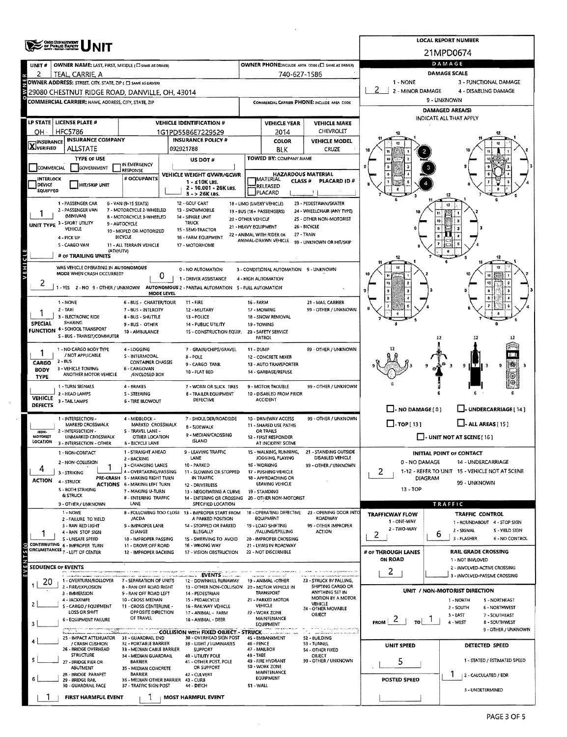# UNIT

**LOCAL REPORT NUMBER:** 21MPD0674

| Field | Value |
|---|---|
| UNIT # | 2 |
| OWNER NAME: LAST, FIRST, MIDDLE | TEAL, CARRIE, A |
| OWNER PHONE | 740-627-1586 |
| OWNER ADDRESS: STREET, CITY, STATE, ZIP | 29080 CHESTNUT RIDGE ROAD, DANVILLE, OH, 43014 |
| COMMERCIAL CARRIER: NAME, ADDRESS, CITY, STATE, ZIP | |
| COMMERCIAL CARRIER PHONE | |

| LP STATE | LICENSE PLATE # | VEHICLE IDENTIFICATION # | VEHICLE YEAR | VEHICLE MAKE |
|---|---|---|---|---|
| OH | HFC5786 | 1G1PD55B6E7229529 | 2014 | CHEVROLET |

| INSURANCE | INSURANCE COMPANY | INSURANCE POLICY # | COLOR | VEHICLE MODEL |
|---|---|---|---|---|
| X VERIFIED | ALLSTATE | 092921788 | BLK | CRUZE |

**TYPE OF USE:** COMMERCIAL / GOVERNMENT / IN EMERGENCY RESPONSE

**US DOT #:**

**TOWED BY: COMPANY NAME:**

**INTERLOCK DEVICE EQUIPPED** / HIT/SKIP UNIT / # OCCUPANTS

**VEHICLE WEIGHT GVWR/GCWR:** 1 - ≤10K LBS. 2 - 10.001 - 26K LBS. 3 - > 26K LBS.

**HAZARDOUS MATERIAL:** MATERIAL RELEASED / PLACARD / CLASS # / PLACARD ID #

**UNIT TYPE:** 1
1 - PASSENGER CAR, 2 - PASSENGER VAN (MINIVAN), 3 - SPORT UTILITY VEHICLE, 4 - PICK UP, 5 - CARGO VAN, 6 - VAN (9-15 SEATS), 7 - MOTORCYCLE 2-WHEELED, 8 - MOTORCYCLE 3-WHEELED, 9 - AUTOCYCLE, 10 - MOPED OR MOTORIZED BICYCLE, 11 - ALL TERRAIN VEHICLE (ATV/UTV), 12 - GOLF CART, 13 - SNOWMOBILE, 14 - SINGLE UNIT TRUCK, 15 - SEMI-TRACTOR, 16 - FARM EQUIPMENT, 17 - MOTORHOME, 18 - LIMO (LIVERY VEHICLE), 19 - BUS (16+ PASSENGERS), 20 - OTHER VEHICLE, 21 - HEAVY EQUIPMENT, 22 - ANIMAL WITH RIDER OR ANIMAL-DRAWN VEHICLE, 23 - PEDESTRIAN/SKATER, 24 - WHEELCHAIR (ANY TYPE), 25 - OTHER NON-MOTORIST, 26 - BICYCLE, 27 - TRAIN, 99 - UNKNOWN OR HIT/SKIP

**# OF TRAILING UNITS:**

**WAS VEHICLE OPERATING IN AUTONOMOUS MODE WHEN CRASH OCCURRED?** 2
1 - YES 2 - NO 9 - OTHER / UNKNOWN

**AUTONOMOUS MODE LEVEL:** 0
0 - NO AUTOMATION, 1 - DRIVER ASSISTANCE, 2 - PARTIAL AUTOMATION, 3 - CONDITIONAL AUTOMATION, 4 - HIGH AUTOMATION, 5 - FULL AUTOMATION, 9 - UNKNOWN

**SPECIAL FUNCTION:** 1
1 - NONE, 2 - TAXI, 3 - ELECTRONIC RIDE SHARING, 4 - SCHOOL TRANSPORT, 5 - BUS - TRANSIT/COMMUTER, 6 - BUS - CHARTER/TOUR, 7 - BUS - INTERCITY, 8 - BUS - SHUTTLE, 9 - BUS - OTHER, 10 - AMBULANCE, 11 - FIRE, 12 - MILITARY, 13 - POLICE, 14 - PUBLIC UTILITY, 15 - CONSTRUCTION EQUIP., 16 - FARM, 17 - MOWING, 18 - SNOW REMOVAL, 19 - TOWING, 20 - SAFETY SERVICE PATROL, 21 - MAIL CARRIER, 99 - OTHER / UNKNOWN

**CARGO BODY TYPE:** 1
1 - NO CARGO BODY TYPE / NOT APPLICABLE, 2 - BUS, 3 - VEHICLE TOWING ANOTHER MOTOR VEHICLE, 4 - LOGGING, 5 - INTERMODAL CONTAINER CHASSIS, 6 - CARGOVAN /ENCLOSED BOX, 7 - GRAIN/CHIPS/GRAVEL, 8 - POLE, 9 - CARGO TANK, 10 - FLAT BED, 11 - DUMP, 12 - CONCRETE MIXER, 13 - AUTO TRANSPORTER, 14 - GARBAGE/REFUSE, 99 - OTHER / UNKNOWN

**VEHICLE DEFECTS:**
1 - TURN SIGNALS, 2 - HEAD LAMPS, 3 - TAIL LAMPS, 4 - BRAKES, 5 - STEERING, 6 - TIRE BLOWOUT, 7 - WORN OR SLICK TIRES, 8 - TRAILER EQUIPMENT DEFECTIVE, 9 - MOTOR TROUBLE, 10 - DISABLED FROM PRIOR ACCIDENT, 99 - OTHER / UNKNOWN

**NON-MOTORIST LOCATION:**
1 - INTERSECTION - MARKED CROSSWALK, 2 - INTERSECTION - UNMARKED CROSSWALK, 3 - INTERSECTION - OTHER, 4 - MIDBLOCK - MARKED CROSSWALK, 5 - TRAVEL LANE - OTHER LOCATION, 6 - BICYCLE LANE, 7 - SHOULDER/ROADSIDE, 8 - SIDEWALK, 9 - MEDIAN/CROSSING ISLAND, 10 - DRIVEWAY ACCESS, 11 - SHARED USE PATHS OR TRAILS, 12 - FIRST RESPONDER AT INCIDENT SCENE, 99 - OTHER / UNKNOWN

**ACTION:** 4
1 - NON-CONTACT, 2 - NON-COLLISION, 3 - STRIKING, 4 - STRUCK, 5 - BOTH STRIKING & STRUCK, 9 - OTHER / UNKNOWN

**PRE-CRASH ACTIONS:** 1
1 - STRAIGHT AHEAD, 2 - BACKING, 3 - CHANGING LANES, 4 - OVERTAKING/PASSING, 5 - MAKING RIGHT TURN, 6 - MAKING LEFT TURN, 7 - MAKING U-TURN, 8 - ENTERING TRAFFIC LANE, 9 - LEAVING TRAFFIC LANE, 10 - PARKED, 11 - SLOWING OR STOPPED IN TRAFFIC, 12 - DRIVERLESS, 13 - NEGOTIATING A CURVE, 14 - ENTERING OR CROSSING SPECIFIED LOCATION, 15 - WALKING, RUNNING, JOGGING, PLAYING, 16 - WORKING, 17 - PUSHING VEHICLE, 18 - APPROACHING OR LEAVING VEHICLE, 19 - STANDING, 20 - OTHER NON-MOTORIST, 21 - STANDING OUTSIDE DISABLED VEHICLE, 99 - OTHER / UNKNOWN

**CONTRIBUTING CIRCUMSTANCES:** 1
1 - NONE, 2 - FAILURE TO YIELD, 3 - RAN RED LIGHT, 4 - RAN STOP SIGN, 5 - UNSAFE SPEED, 6 - IMPROPER TURN, 7 - LEFT OF CENTER, 8 - FOLLOWING TOO CLOSE /ACDA, 9 - IMPROPER LANE CHANGE, 10 - IMPROPER PASSING, 11 - DROVE OFF ROAD, 12 - IMPROPER BACKING, 13 - IMPROPER START FROM A PARKED POSITION, 14 - STOPPED OR PARKED ILLEGALLY, 15 - SWERVING TO AVOID, 16 - WRONG WAY, 17 - VISION OBSTRUCTION, 18 - OPERATING DEFECTIVE EQUIPMENT, 19 - LOAD SHIFTING /FALLING/SPILLING, 20 - IMPROPER CROSSING, 21 - LYING IN ROADWAY, 22 - NOT DISCERNIBLE, 23 - OPENING DOOR INTO ROADWAY, 99 - OTHER IMPROPER ACTION

## SEQUENCE OF EVENTS

| # | Event |
|---|---|
| 1 | 20 |
| 2 | |
| 3 | |
| 4 | |
| 5 | |
| 6 | |

**EVENTS:** 1 - OVERTURN/ROLLOVER, 2 - FIRE/EXPLOSION, 3 - IMMERSION, 4 - JACKKNIFE, 5 - CARGO / EQUIPMENT LOSS OR SHIFT, 6 - EQUIPMENT FAILURE, 7 - SEPARATION OF UNITS, 8 - RAN OFF ROAD RIGHT, 9 - RAN OFF ROAD LEFT, 10 - CROSS MEDIAN, 11 - CROSS CENTERLINE - OPPOSITE DIRECTION OF TRAVEL, 12 - DOWNHILL RUNAWAY, 13 - OTHER NON-COLLISION, 14 - PEDESTRIAN, 15 - PEDALCYCLE, 16 - RAILWAY VEHICLE, 17 - ANIMAL - FARM, 18 - ANIMAL - DEER, 19 - ANIMAL -OTHER, 20 - MOTOR VEHICLE IN TRANSPORT, 21 - PARKED MOTOR VEHICLE, 22 - WORK ZONE MAINTENANCE EQUIPMENT, 23 - STRUCK BY FALLING, SHIFTING CARGO OR ANYTHING SET IN MOTION BY A MOTOR VEHICLE, 24 - OTHER MOVABLE OBJECT

**COLLISION WITH FIXED OBJECT - STRUCK:** 25 - IMPACT ATTENUATOR / CRASH CUSHION, 26 - BRIDGE OVERHEAD STRUCTURE, 27 - BRIDGE PIER OR ABUTMENT, 28 - BRIDGE PARAPET, 29 - BRIDGE RAIL, 30 - GUARDRAIL FACE, 31 - GUARDRAIL END, 32 - PORTABLE BARRIER, 33 - MEDIAN CABLE BARRIER, 34 - MEDIAN GUARDRAIL BARRIER, 35 - MEDIAN CONCRETE BARRIER, 36 - MEDIAN OTHER BARRIER, 37 - TRAFFIC SIGN POST, 38 - OVERHEAD SIGN POST, 39 - LIGHT / LUMINARIES SUPPORT, 40 - UTILITY POLE, 41 - OTHER POST, POLE OR SUPPORT, 42 - CULVERT, 43 - CURB, 44 - DITCH, 45 - EMBANKMENT, 46 - FENCE, 47 - MAILBOX, 48 - TREE, 49 - FIRE HYDRANT, 50 - WORK ZONE MAINTENANCE EQUIPMENT, 51 - WALL, 52 - BUILDING, 53 - TUNNEL, 54 - OTHER FIXED OBJECT, 99 - OTHER / UNKNOWN

**FIRST HARMFUL EVENT:** 1 **MOST HARMFUL EVENT:** 1

## DAMAGE

**DAMAGE SCALE:** 2
1 - NONE, 2 - MINOR DAMAGE, 3 - FUNCTIONAL DAMAGE, 4 - DISABLING DAMAGE, 9 - UNKNOWN

**DAMAGED AREA(S)** — INDICATE ALL THAT APPLY: 2, 3, 4

- NO DAMAGE [0]
- UNDERCARRIAGE [14]
- TOP [13]
- ALL AREAS [15]
- UNIT NOT AT SCENE [16]

**INITIAL POINT OF CONTACT:** 2
0 - NO DAMAGE, 1-12 - REFER TO UNIT DIAGRAM, 13 - TOP, 14 - UNDERCARRIAGE, 15 - VEHICLE NOT AT SCENE, 99 - UNKNOWN

## TRAFFIC

**TRAFFICWAY FLOW:** 2
1 - ONE-WAY, 2 - TWO-WAY

**TRAFFIC CONTROL:** 6
1 - ROUNDABOUT, 2 - SIGNAL, 3 - FLASHER, 4 - STOP SIGN, 5 - YIELD SIGN, 6 - NO CONTROL

**# OF THROUGH LANES ON ROAD:** 2

**RAIL GRADE CROSSING:**
1 - NOT INVOLVED, 2 - INVOLVED-ACTIVE CROSSING, 3 - INVOLVED-PASSIVE CROSSING

**UNIT / NON-MOTORIST DIRECTION:** FROM 2 TO 1
1 - NORTH, 2 - SOUTH, 3 - EAST, 4 - WEST, 5 - NORTHEAST, 6 - NORTHWEST, 7 - SOUTHEAST, 8 - SOUTHWEST, 9 - OTHER / UNKNOWN

**UNIT SPEED:** 5

**POSTED SPEED:**

**DETECTED SPEED:** 1
1 - STATED / ESTIMATED SPEED, 2 - CALCULATED / EDR, 3 - UNDETERMINED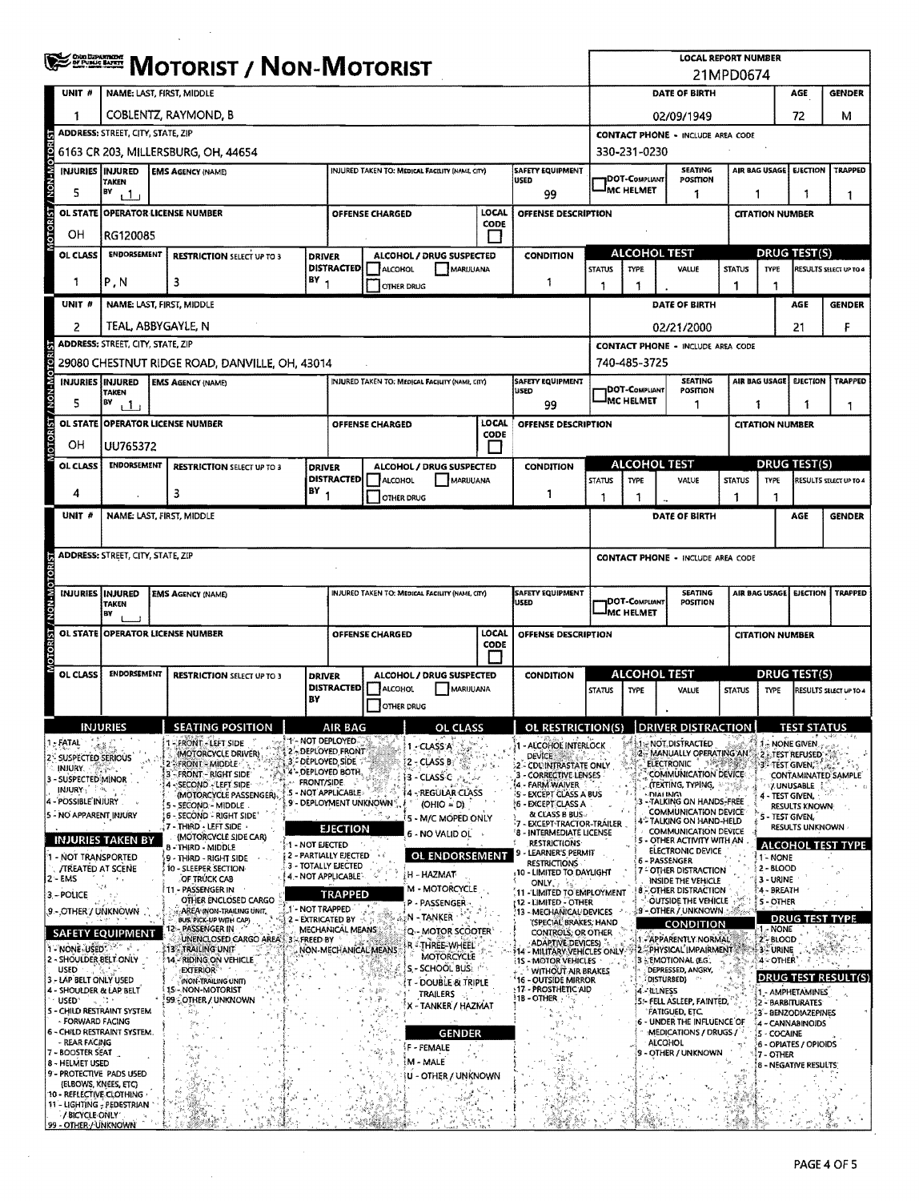# MOTORIST / NON-MOTORIST

**LOCAL REPORT NUMBER:** 21MPD0674

## Unit 1

| UNIT # | NAME: LAST, FIRST, MIDDLE | DATE OF BIRTH | AGE | GENDER |
|---|---|---|---|---|
| 1 | COBLENTZ, RAYMOND, B | 02/09/1949 | 72 | M |

| ADDRESS: STREET, CITY, STATE, ZIP | CONTACT PHONE - INCLUDE AREA CODE |
|---|---|
| 6163 CR 203, MILLERSBURG, OH, 44654 | 330-231-0230 |

| INJURIES | INJURED TAKEN BY | EMS AGENCY (NAME) | INJURED TAKEN TO: MEDICAL FACILITY (NAME, CITY) | SAFETY EQUIPMENT USED | DOT-COMPLIANT MC HELMET | SEATING POSITION | AIR BAG USAGE | EJECTION | TRAPPED |
|---|---|---|---|---|---|---|---|---|---|
| 5 | 1 | | | 99 | | 1 | 1 | 1 | 1 |

| OL STATE | OPERATOR LICENSE NUMBER | OFFENSE CHARGED | LOCAL CODE | OFFENSE DESCRIPTION | CITATION NUMBER |
|---|---|---|---|---|---|
| OH | RG120085 | | | | |

| OL CLASS | ENDORSEMENT | RESTRICTION SELECT UP TO 3 | DRIVER DISTRACTED BY | ALCOHOL / DRUG SUSPECTED | CONDITION | ALCOHOL TEST STATUS | TYPE | VALUE | DRUG TEST(S) STATUS | TYPE | RESULTS SELECT UP TO 4 |
|---|---|---|---|---|---|---|---|---|---|---|---|
| 1 | P, N | 3 | 1 | | 1 | 1 | 1 | . | 1 | 1 | |

## Unit 2

| UNIT # | NAME: LAST, FIRST, MIDDLE | DATE OF BIRTH | AGE | GENDER |
|---|---|---|---|---|
| 2 | TEAL, ABBYGAYLE, N | 02/21/2000 | 21 | F |

| ADDRESS: STREET, CITY, STATE, ZIP | CONTACT PHONE - INCLUDE AREA CODE |
|---|---|
| 29080 CHESTNUT RIDGE ROAD, DANVILLE, OH, 43014 | 740-485-3725 |

| INJURIES | INJURED TAKEN BY | EMS AGENCY (NAME) | INJURED TAKEN TO: MEDICAL FACILITY (NAME, CITY) | SAFETY EQUIPMENT USED | DOT-COMPLIANT MC HELMET | SEATING POSITION | AIR BAG USAGE | EJECTION | TRAPPED |
|---|---|---|---|---|---|---|---|---|---|
| 5 | 1 | | | 99 | | 1 | 1 | 1 | 1 |

| OL STATE | OPERATOR LICENSE NUMBER | OFFENSE CHARGED | LOCAL CODE | OFFENSE DESCRIPTION | CITATION NUMBER |
|---|---|---|---|---|---|
| OH | UU765372 | | | | |

| OL CLASS | ENDORSEMENT | RESTRICTION SELECT UP TO 3 | DRIVER DISTRACTED BY | ALCOHOL / DRUG SUSPECTED | CONDITION | ALCOHOL TEST STATUS | TYPE | VALUE | DRUG TEST(S) STATUS | TYPE | RESULTS SELECT UP TO 4 |
|---|---|---|---|---|---|---|---|---|---|---|---|
| 4 | | 3 | 1 | | 1 | 1 | 1 | . | 1 | 1 | |

## Unit 3

| UNIT # | NAME: LAST, FIRST, MIDDLE | DATE OF BIRTH | AGE | GENDER |
|---|---|---|---|---|
| | | | | |

| ADDRESS: STREET, CITY, STATE, ZIP | CONTACT PHONE - INCLUDE AREA CODE |
|---|---|
| | |

| INJURIES | INJURED TAKEN BY | EMS AGENCY (NAME) | INJURED TAKEN TO: MEDICAL FACILITY (NAME, CITY) | SAFETY EQUIPMENT USED | DOT-COMPLIANT MC HELMET | SEATING POSITION | AIR BAG USAGE | EJECTION | TRAPPED |
|---|---|---|---|---|---|---|---|---|---|
| | | | | | | | | | |

| OL STATE | OPERATOR LICENSE NUMBER | OFFENSE CHARGED | LOCAL CODE | OFFENSE DESCRIPTION | CITATION NUMBER |
|---|---|---|---|---|---|
| | | | | | |

| OL CLASS | ENDORSEMENT | RESTRICTION SELECT UP TO 3 | DRIVER DISTRACTED BY | ALCOHOL / DRUG SUSPECTED | CONDITION | ALCOHOL TEST STATUS | TYPE | VALUE | DRUG TEST(S) STATUS | TYPE | RESULTS SELECT UP TO 4 |
|---|---|---|---|---|---|---|---|---|---|---|---|
| | | | | | | | | . | | | |

## Codes

**INJURIES**
1 - FATAL
2 - SUSPECTED SERIOUS INJURY
3 - SUSPECTED MINOR INJURY
4 - POSSIBLE INJURY
5 - NO APPARENT INJURY

**INJURIES TAKEN BY**
1 - NOT TRANSPORTED /TREATED AT SCENE
2 - EMS
3 - POLICE
9 - OTHER / UNKNOWN

**SAFETY EQUIPMENT**
1 - NONE USED
2 - SHOULDER BELT ONLY USED
3 - LAP BELT ONLY USED
4 - SHOULDER & LAP BELT USED
5 - CHILD RESTRAINT SYSTEM - FORWARD FACING
6 - CHILD RESTRAINT SYSTEM - REAR FACING
7 - BOOSTER SEAT
8 - HELMET USED
9 - PROTECTIVE PADS USED (ELBOWS, KNEES, ETC)
10 - REFLECTIVE CLOTHING
11 - LIGHTING - PEDESTRIAN / BICYCLE ONLY
99 - OTHER / UNKNOWN

**SEATING POSITION**
1 - FRONT - LEFT SIDE (MOTORCYCLE DRIVER)
2 - FRONT - MIDDLE
3 - FRONT - RIGHT SIDE
4 - SECOND - LEFT SIDE (MOTORCYCLE PASSENGER)
5 - SECOND - MIDDLE
6 - SECOND - RIGHT SIDE
7 - THIRD - LEFT SIDE (MOTORCYCLE SIDE CAR)
8 - THIRD - MIDDLE
9 - THIRD - RIGHT SIDE
10 - SLEEPER SECTION OF TRUCK CAB
11 - PASSENGER IN OTHER ENCLOSED CARGO AREA (NON-TRAILING UNIT, BUS, PICK-UP WITH CAP)
12 - PASSENGER IN UNENCLOSED CARGO AREA
13 - TRAILING UNIT
14 - RIDING ON VEHICLE EXTERIOR (NON-TRAILING UNIT)
15 - NON-MOTORIST
99 - OTHER / UNKNOWN

**AIR BAG**
1 - NOT DEPLOYED
2 - DEPLOYED FRONT
3 - DEPLOYED SIDE
4 - DEPLOYED BOTH FRONT/SIDE
5 - NOT APPLICABLE
9 - DEPLOYMENT UNKNOWN

**EJECTION**
1 - NOT EJECTED
2 - PARTIALLY EJECTED
3 - TOTALLY EJECTED
4 - NOT APPLICABLE

**TRAPPED**
1 - NOT TRAPPED
2 - EXTRICATED BY MECHANICAL MEANS
3 - FREED BY NON-MECHANICAL MEANS

**OL CLASS**
1 - CLASS A
2 - CLASS B
3 - CLASS C
4 - REGULAR CLASS (OHIO = D)
5 - M/C MOPED ONLY
6 - NO VALID OL

**OL ENDORSEMENT**
H - HAZMAT
M - MOTORCYCLE
P - PASSENGER
N - TANKER
Q - MOTOR SCOOTER
R - THREE-WHEEL MOTORCYCLE
S - SCHOOL BUS
T - DOUBLE & TRIPLE TRAILERS
X - TANKER / HAZMAT

**GENDER**
F - FEMALE
M - MALE
U - OTHER / UNKNOWN

**OL RESTRICTION(S)**
1 - ALCOHOL INTERLOCK DEVICE
2 - CDL INTRASTATE ONLY
3 - CORRECTIVE LENSES
4 - FARM WAIVER
5 - EXCEPT CLASS A BUS
6 - EXCEPT CLASS A & CLASS B BUS
7 - EXCEPT TRACTOR-TRAILER
8 - INTERMEDIATE LICENSE RESTRICTIONS
9 - LEARNER'S PERMIT RESTRICTIONS
10 - LIMITED TO DAYLIGHT ONLY
11 - LIMITED TO EMPLOYMENT
12 - LIMITED - OTHER
13 - MECHANICAL DEVICES (SPECIAL BRAKES, HAND CONTROLS, OR OTHER ADAPTIVE DEVICES)
14 - MILITARY VEHICLES ONLY
15 - MOTOR VEHICLES WITHOUT AIR BRAKES
16 - OUTSIDE MIRROR
17 - PROSTHETIC AID
18 - OTHER

**DRIVER DISTRACTION**
1 - NOT DISTRACTED
2 - MANUALLY OPERATING AN ELECTRONIC COMMUNICATION DEVICE (TEXTING, TYPING, DIALING)
3 - TALKING ON HANDS-FREE COMMUNICATION DEVICE
4 - TALKING ON HAND-HELD COMMUNICATION DEVICE
5 - OTHER ACTIVITY WITH AN ELECTRONIC DEVICE
6 - PASSENGER
7 - OTHER DISTRACTION INSIDE THE VEHICLE
8 - OTHER DISTRACTION OUTSIDE THE VEHICLE
9 - OTHER / UNKNOWN

**CONDITION**
1 - APPARENTLY NORMAL
2 - PHYSICAL IMPAIRMENT
3 - EMOTIONAL (E.G. DEPRESSED, ANGRY, DISTURBED)
4 - ILLNESS
5 - FELL ASLEEP, FAINTED, FATIGUED, ETC.
6 - UNDER THE INFLUENCE OF MEDICATIONS / DRUGS / ALCOHOL
9 - OTHER / UNKNOWN

**TEST STATUS**
1 - NONE GIVEN
2 - TEST REFUSED
3 - TEST GIVEN, CONTAMINATED SAMPLE / UNUSABLE
4 - TEST GIVEN, RESULTS KNOWN
5 - TEST GIVEN, RESULTS UNKNOWN

**ALCOHOL TEST TYPE**
1 - NONE
2 - BLOOD
3 - URINE
4 - BREATH
5 - OTHER

**DRUG TEST TYPE**
1 - NONE
2 - BLOOD
3 - URINE
4 - OTHER

**DRUG TEST RESULT(S)**
1 - AMPHETAMINES
2 - BARBITURATES
3 - BENZODIAZEPINES
4 - CANNABINOIDS
5 - COCAINE
6 - OPIATES / OPIOIDS
7 - OTHER
8 - NEGATIVE RESULTS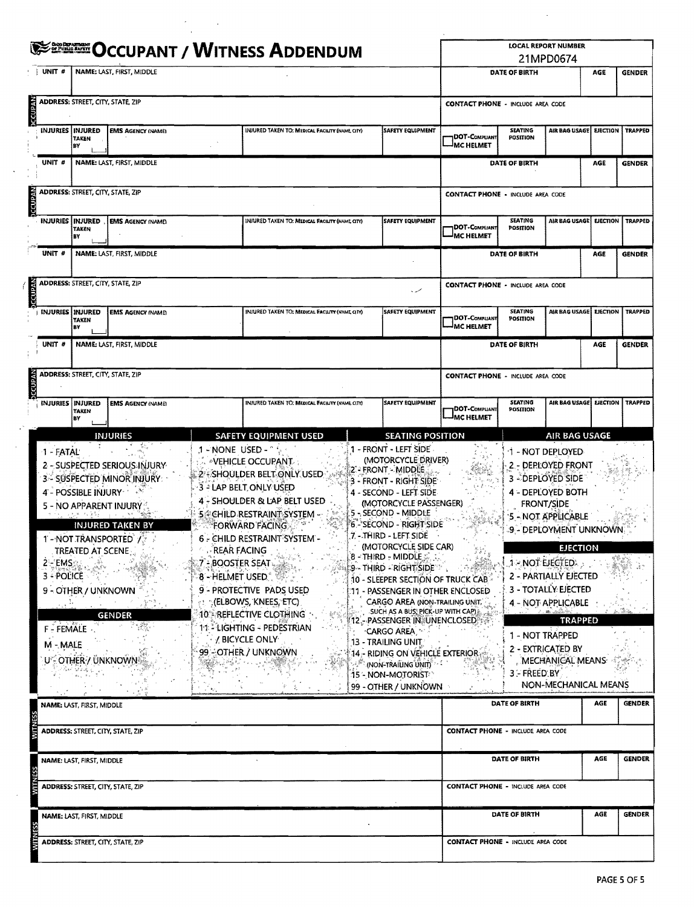# OCCUPANT / WITNESS ADDENDUM

**LOCAL REPORT NUMBER:** 21MPD0674

## OCCUPANT

| UNIT # | NAME: LAST, FIRST, MIDDLE | DATE OF BIRTH | AGE | GENDER |
|---|---|---|---|---|
| | | | | |

| ADDRESS: STREET, CITY, STATE, ZIP | CONTACT PHONE - INCLUDE AREA CODE |
|---|---|
| | |

| INJURIES | INJURED TAKEN BY | EMS AGENCY (NAME) | INJURED TAKEN TO: MEDICAL FACILITY (NAME, CITY) | SAFETY EQUIPMENT | DOT-COMPLIANT MC HELMET | SEATING POSITION | AIR BAG USAGE | EJECTION | TRAPPED |
|---|---|---|---|---|---|---|---|---|---|
| | | | | | | | | | |

## OCCUPANT

| UNIT # | NAME: LAST, FIRST, MIDDLE | DATE OF BIRTH | AGE | GENDER |
|---|---|---|---|---|
| | | | | |

| ADDRESS: STREET, CITY, STATE, ZIP | CONTACT PHONE - INCLUDE AREA CODE |
|---|---|
| | |

| INJURIES | INJURED TAKEN BY | EMS AGENCY (NAME) | INJURED TAKEN TO: MEDICAL FACILITY (NAME, CITY) | SAFETY EQUIPMENT | DOT-COMPLIANT MC HELMET | SEATING POSITION | AIR BAG USAGE | EJECTION | TRAPPED |
|---|---|---|---|---|---|---|---|---|---|
| | | | | | | | | | |

## OCCUPANT

| UNIT # | NAME: LAST, FIRST, MIDDLE | DATE OF BIRTH | AGE | GENDER |
|---|---|---|---|---|
| | | | | |

| ADDRESS: STREET, CITY, STATE, ZIP | CONTACT PHONE - INCLUDE AREA CODE |
|---|---|
| | |

| INJURIES | INJURED TAKEN BY | EMS AGENCY (NAME) | INJURED TAKEN TO: MEDICAL FACILITY (NAME, CITY) | SAFETY EQUIPMENT | DOT-COMPLIANT MC HELMET | SEATING POSITION | AIR BAG USAGE | EJECTION | TRAPPED |
|---|---|---|---|---|---|---|---|---|---|
| | | | | | | | | | |

## OCCUPANT

| UNIT # | NAME: LAST, FIRST, MIDDLE | DATE OF BIRTH | AGE | GENDER |
|---|---|---|---|---|
| | | | | |

| ADDRESS: STREET, CITY, STATE, ZIP | CONTACT PHONE - INCLUDE AREA CODE |
|---|---|
| | |

| INJURIES | INJURED TAKEN BY | EMS AGENCY (NAME) | INJURED TAKEN TO: MEDICAL FACILITY (NAME, CITY) | SAFETY EQUIPMENT | DOT-COMPLIANT MC HELMET | SEATING POSITION | AIR BAG USAGE | EJECTION | TRAPPED |
|---|---|---|---|---|---|---|---|---|---|
| | | | | | | | | | |

### INJURIES
1 - FATAL
2 - SUSPECTED SERIOUS INJURY
3 - SUSPECTED MINOR INJURY
4 - POSSIBLE INJURY
5 - NO APPARENT INJURY

### INJURED TAKEN BY
1 - NOT TRANSPORTED / TREATED AT SCENE
2 - EMS
3 - POLICE
9 - OTHER / UNKNOWN

### GENDER
F - FEMALE
M - MALE
U - OTHER / UNKNOWN

### SAFETY EQUIPMENT USED
1 - NONE USED - VEHICLE OCCUPANT
2 - SHOULDER BELT ONLY USED
3 - LAP BELT ONLY USED
4 - SHOULDER & LAP BELT USED
5 - CHILD RESTRAINT SYSTEM - FORWARD FACING
6 - CHILD RESTRAINT SYSTEM - REAR FACING
7 - BOOSTER SEAT
8 - HELMET USED
9 - PROTECTIVE PADS USED (ELBOWS, KNEES, ETC)
10 - REFLECTIVE CLOTHING
11 - LIGHTING - PEDESTRIAN / BICYCLE ONLY
99 - OTHER / UNKNOWN

### SEATING POSITION
1 - FRONT - LEFT SIDE (MOTORCYCLE DRIVER)
2 - FRONT - MIDDLE
3 - FRONT - RIGHT SIDE
4 - SECOND - LEFT SIDE (MOTORCYCLE PASSENGER)
5 - SECOND - MIDDLE
6 - SECOND - RIGHT SIDE
7 - THIRD - LEFT SIDE (MOTORCYCLE SIDE CAR)
8 - THIRD - MIDDLE
9 - THIRD - RIGHT SIDE
10 - SLEEPER SECTION OF TRUCK CAB
11 - PASSENGER IN OTHER ENCLOSED CARGO AREA (NON-TRAILING UNIT, SUCH AS A BUS, PICK-UP WITH CAP)
12 - PASSENGER IN UNENCLOSED CARGO AREA
13 - TRAILING UNIT
14 - RIDING ON VEHICLE EXTERIOR (NON-TRAILING UNIT)
15 - NON-MOTORIST
99 - OTHER / UNKNOWN

### AIR BAG USAGE
1 - NOT DEPLOYED
2 - DEPLOYED FRONT
3 - DEPLOYED SIDE
4 - DEPLOYED BOTH FRONT/SIDE
5 - NOT APPLICABLE
9 - DEPLOYMENT UNKNOWN

### EJECTION
1 - NOT EJECTED
2 - PARTIALLY EJECTED
3 - TOTALLY EJECTED
4 - NOT APPLICABLE

### TRAPPED
1 - NOT TRAPPED
2 - EXTRICATED BY MECHANICAL MEANS
3 - FREED BY NON-MECHANICAL MEANS

## WITNESS

| NAME: LAST, FIRST, MIDDLE | DATE OF BIRTH | AGE | GENDER |
|---|---|---|---|
| | | | |

| ADDRESS: STREET, CITY, STATE, ZIP | CONTACT PHONE - INCLUDE AREA CODE |
|---|---|
| | |

## WITNESS

| NAME: LAST, FIRST, MIDDLE | DATE OF BIRTH | AGE | GENDER |
|---|---|---|---|
| | | | |

| ADDRESS: STREET, CITY, STATE, ZIP | CONTACT PHONE - INCLUDE AREA CODE |
|---|---|
| | |

## WITNESS

| NAME: LAST, FIRST, MIDDLE | DATE OF BIRTH | AGE | GENDER |
|---|---|---|---|
| | | | |

| ADDRESS: STREET, CITY, STATE, ZIP | CONTACT PHONE - INCLUDE AREA CODE |
|---|---|
| | |